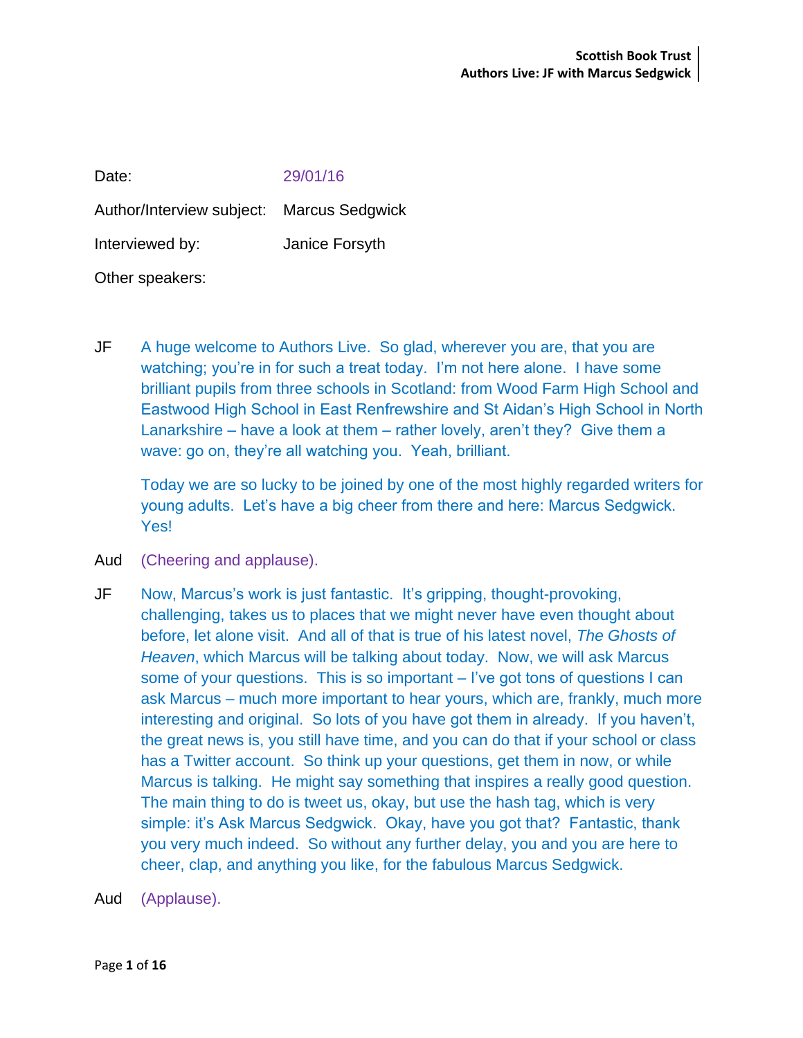Date: 29/01/16

Author/Interview subject: Marcus Sedgwick

Interviewed by: Janice Forsyth

Other speakers:

JF A huge welcome to Authors Live. So glad, wherever you are, that you are watching; you're in for such a treat today. I'm not here alone. I have some brilliant pupils from three schools in Scotland: from Wood Farm High School and Eastwood High School in East Renfrewshire and St Aidan's High School in North Lanarkshire – have a look at them – rather lovely, aren't they? Give them a wave: go on, they're all watching you. Yeah, brilliant.

Today we are so lucky to be joined by one of the most highly regarded writers for young adults. Let's have a big cheer from there and here: Marcus Sedgwick. Yes!

Aud (Cheering and applause).

JF Now, Marcus's work is just fantastic. It's gripping, thought-provoking, challenging, takes us to places that we might never have even thought about before, let alone visit. And all of that is true of his latest novel, *The Ghosts of Heaven*, which Marcus will be talking about today. Now, we will ask Marcus some of your questions. This is so important – I've got tons of questions I can ask Marcus – much more important to hear yours, which are, frankly, much more interesting and original. So lots of you have got them in already. If you haven't, the great news is, you still have time, and you can do that if your school or class has a Twitter account. So think up your questions, get them in now, or while Marcus is talking. He might say something that inspires a really good question. The main thing to do is tweet us, okay, but use the hash tag, which is very simple: it's Ask Marcus Sedgwick. Okay, have you got that? Fantastic, thank you very much indeed. So without any further delay, you and you are here to cheer, clap, and anything you like, for the fabulous Marcus Sedgwick.

Aud (Applause).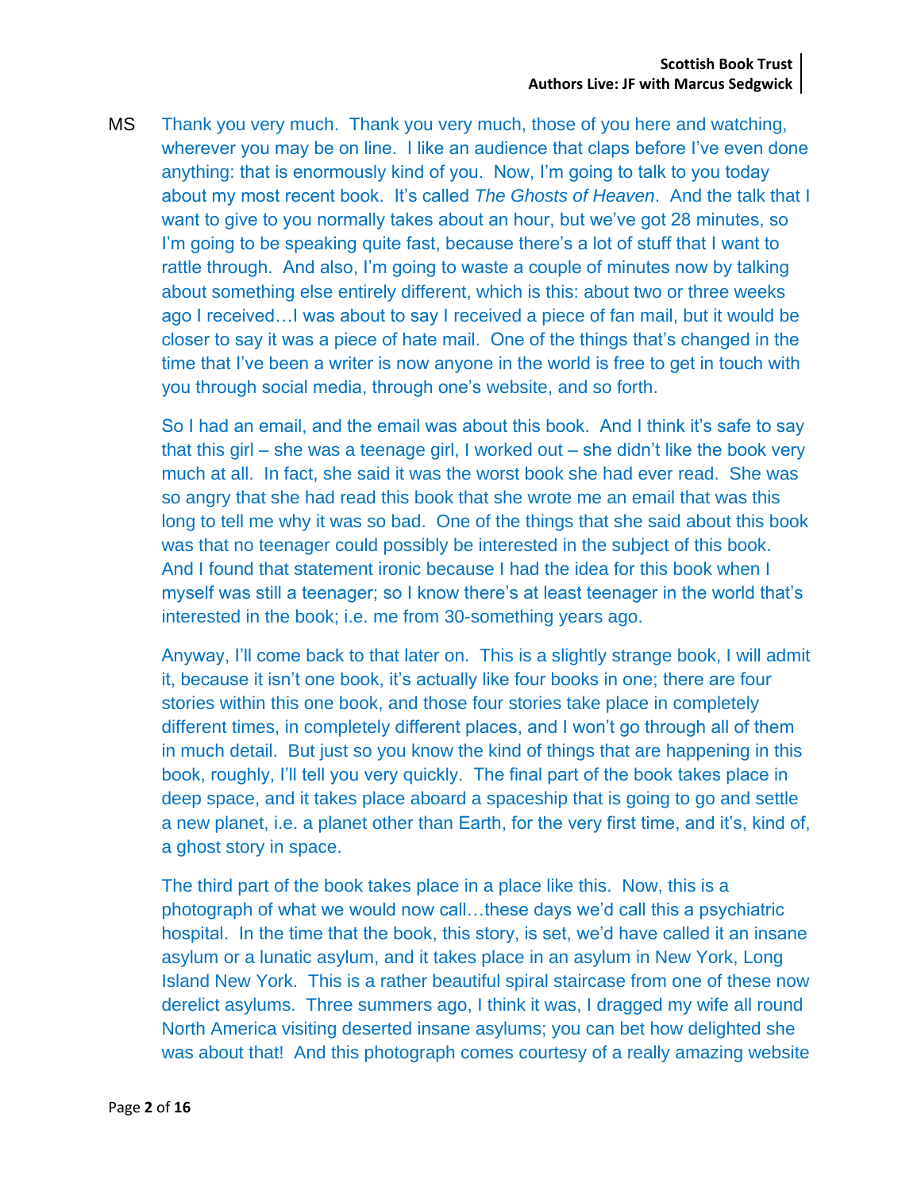MS Thank you very much. Thank you very much, those of you here and watching, wherever you may be on line. I like an audience that claps before I've even done anything: that is enormously kind of you. Now, I'm going to talk to you today about my most recent book. It's called *The Ghosts of Heaven*. And the talk that I want to give to you normally takes about an hour, but we've got 28 minutes, so I'm going to be speaking quite fast, because there's a lot of stuff that I want to rattle through. And also, I'm going to waste a couple of minutes now by talking about something else entirely different, which is this: about two or three weeks ago I received…I was about to say I received a piece of fan mail, but it would be closer to say it was a piece of hate mail. One of the things that's changed in the time that I've been a writer is now anyone in the world is free to get in touch with you through social media, through one's website, and so forth.

So I had an email, and the email was about this book. And I think it's safe to say that this girl – she was a teenage girl, I worked out – she didn't like the book very much at all. In fact, she said it was the worst book she had ever read. She was so angry that she had read this book that she wrote me an email that was this long to tell me why it was so bad. One of the things that she said about this book was that no teenager could possibly be interested in the subject of this book. And I found that statement ironic because I had the idea for this book when I myself was still a teenager; so I know there's at least teenager in the world that's interested in the book; i.e. me from 30-something years ago.

Anyway, I'll come back to that later on. This is a slightly strange book, I will admit it, because it isn't one book, it's actually like four books in one; there are four stories within this one book, and those four stories take place in completely different times, in completely different places, and I won't go through all of them in much detail. But just so you know the kind of things that are happening in this book, roughly, I'll tell you very quickly. The final part of the book takes place in deep space, and it takes place aboard a spaceship that is going to go and settle a new planet, i.e. a planet other than Earth, for the very first time, and it's, kind of, a ghost story in space.

The third part of the book takes place in a place like this. Now, this is a photograph of what we would now call…these days we'd call this a psychiatric hospital. In the time that the book, this story, is set, we'd have called it an insane asylum or a lunatic asylum, and it takes place in an asylum in New York, Long Island New York. This is a rather beautiful spiral staircase from one of these now derelict asylums. Three summers ago, I think it was, I dragged my wife all round North America visiting deserted insane asylums; you can bet how delighted she was about that! And this photograph comes courtesy of a really amazing website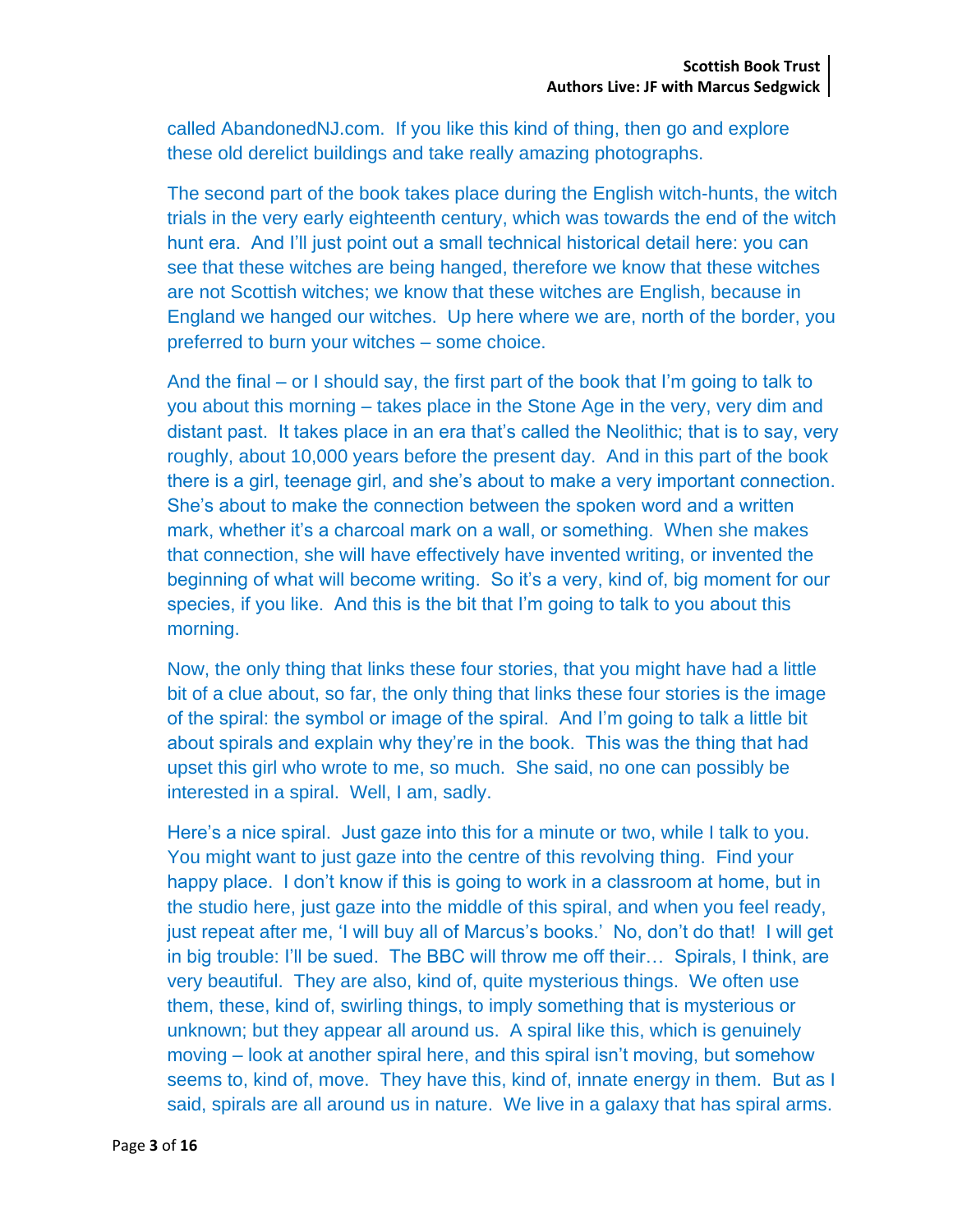called AbandonedNJ.com. If you like this kind of thing, then go and explore these old derelict buildings and take really amazing photographs.

The second part of the book takes place during the English witch-hunts, the witch trials in the very early eighteenth century, which was towards the end of the witch hunt era. And I'll just point out a small technical historical detail here: you can see that these witches are being hanged, therefore we know that these witches are not Scottish witches; we know that these witches are English, because in England we hanged our witches. Up here where we are, north of the border, you preferred to burn your witches – some choice.

And the final – or I should say, the first part of the book that I'm going to talk to you about this morning – takes place in the Stone Age in the very, very dim and distant past. It takes place in an era that's called the Neolithic; that is to say, very roughly, about 10,000 years before the present day. And in this part of the book there is a girl, teenage girl, and she's about to make a very important connection. She's about to make the connection between the spoken word and a written mark, whether it's a charcoal mark on a wall, or something. When she makes that connection, she will have effectively have invented writing, or invented the beginning of what will become writing. So it's a very, kind of, big moment for our species, if you like. And this is the bit that I'm going to talk to you about this morning.

Now, the only thing that links these four stories, that you might have had a little bit of a clue about, so far, the only thing that links these four stories is the image of the spiral: the symbol or image of the spiral. And I'm going to talk a little bit about spirals and explain why they're in the book. This was the thing that had upset this girl who wrote to me, so much. She said, no one can possibly be interested in a spiral. Well, I am, sadly.

Here's a nice spiral. Just gaze into this for a minute or two, while I talk to you. You might want to just gaze into the centre of this revolving thing. Find your happy place. I don't know if this is going to work in a classroom at home, but in the studio here, just gaze into the middle of this spiral, and when you feel ready, just repeat after me, 'I will buy all of Marcus's books.' No, don't do that! I will get in big trouble: I'll be sued. The BBC will throw me off their… Spirals, I think, are very beautiful. They are also, kind of, quite mysterious things. We often use them, these, kind of, swirling things, to imply something that is mysterious or unknown; but they appear all around us. A spiral like this, which is genuinely moving – look at another spiral here, and this spiral isn't moving, but somehow seems to, kind of, move. They have this, kind of, innate energy in them. But as I said, spirals are all around us in nature. We live in a galaxy that has spiral arms.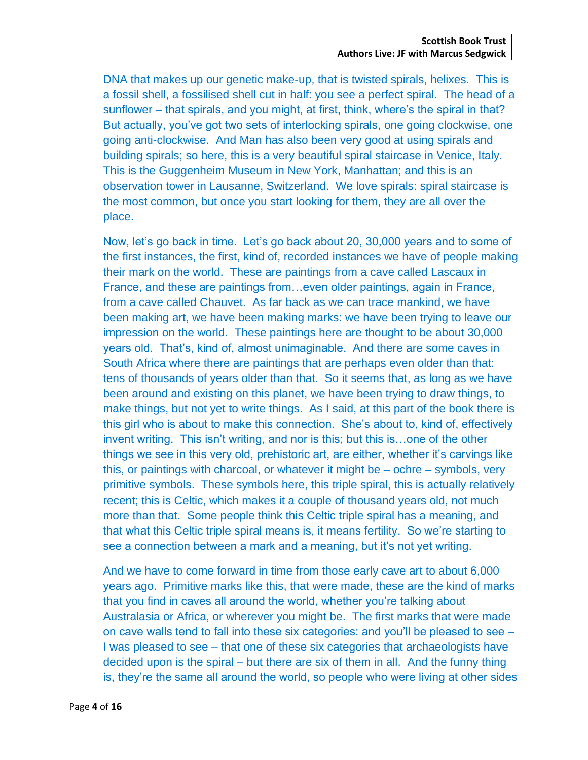DNA that makes up our genetic make-up, that is twisted spirals, helixes. This is a fossil shell, a fossilised shell cut in half: you see a perfect spiral. The head of a sunflower – that spirals, and you might, at first, think, where's the spiral in that? But actually, you've got two sets of interlocking spirals, one going clockwise, one going anti-clockwise. And Man has also been very good at using spirals and building spirals; so here, this is a very beautiful spiral staircase in Venice, Italy. This is the Guggenheim Museum in New York, Manhattan; and this is an observation tower in Lausanne, Switzerland. We love spirals: spiral staircase is the most common, but once you start looking for them, they are all over the place.

Now, let's go back in time. Let's go back about 20, 30,000 years and to some of the first instances, the first, kind of, recorded instances we have of people making their mark on the world. These are paintings from a cave called Lascaux in France, and these are paintings from…even older paintings, again in France, from a cave called Chauvet. As far back as we can trace mankind, we have been making art, we have been making marks: we have been trying to leave our impression on the world. These paintings here are thought to be about 30,000 years old. That's, kind of, almost unimaginable. And there are some caves in South Africa where there are paintings that are perhaps even older than that: tens of thousands of years older than that. So it seems that, as long as we have been around and existing on this planet, we have been trying to draw things, to make things, but not yet to write things. As I said, at this part of the book there is this girl who is about to make this connection. She's about to, kind of, effectively invent writing. This isn't writing, and nor is this; but this is…one of the other things we see in this very old, prehistoric art, are either, whether it's carvings like this, or paintings with charcoal, or whatever it might be – ochre – symbols, very primitive symbols. These symbols here, this triple spiral, this is actually relatively recent; this is Celtic, which makes it a couple of thousand years old, not much more than that. Some people think this Celtic triple spiral has a meaning, and that what this Celtic triple spiral means is, it means fertility. So we're starting to see a connection between a mark and a meaning, but it's not yet writing.

And we have to come forward in time from those early cave art to about 6,000 years ago. Primitive marks like this, that were made, these are the kind of marks that you find in caves all around the world, whether you're talking about Australasia or Africa, or wherever you might be. The first marks that were made on cave walls tend to fall into these six categories: and you'll be pleased to see – I was pleased to see – that one of these six categories that archaeologists have decided upon is the spiral – but there are six of them in all. And the funny thing is, they're the same all around the world, so people who were living at other sides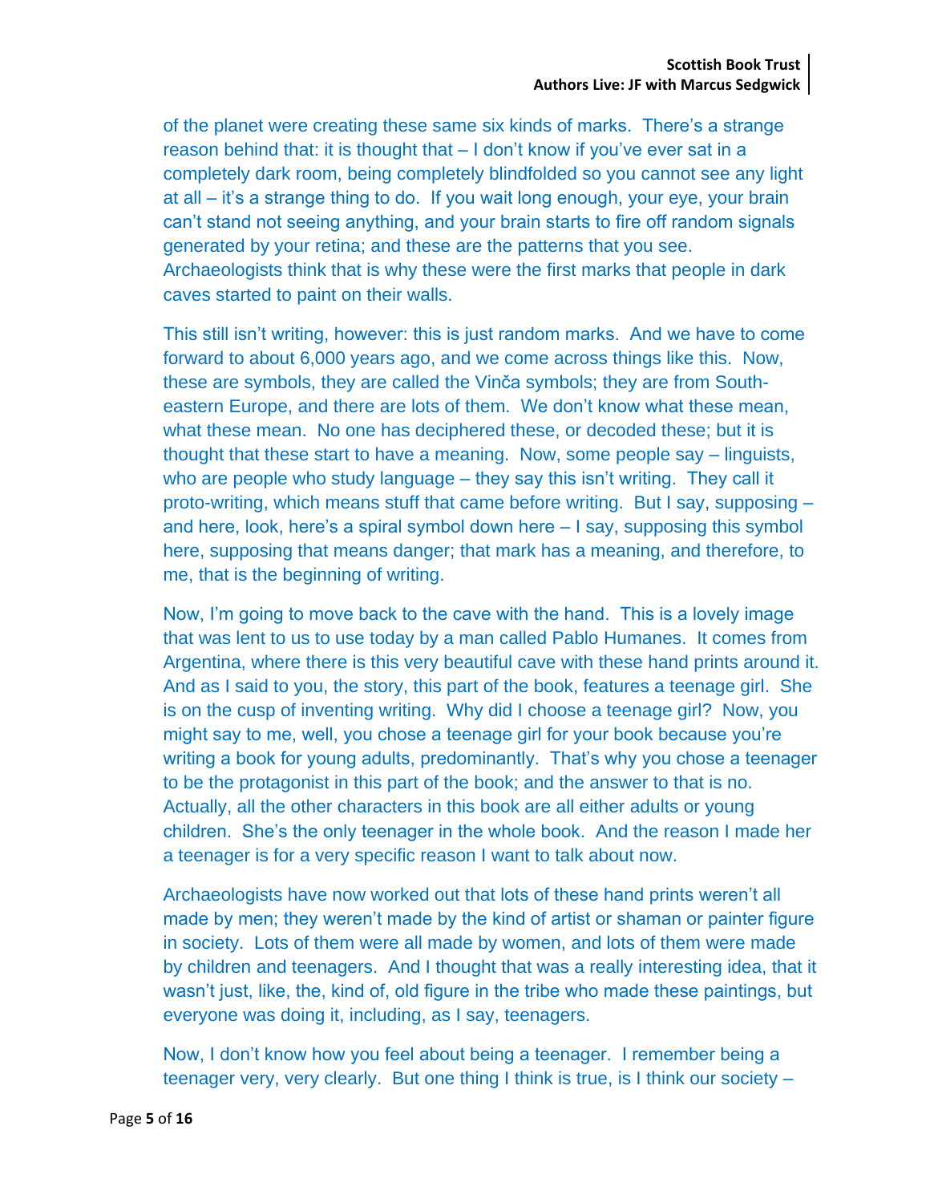of the planet were creating these same six kinds of marks. There's a strange reason behind that: it is thought that – I don't know if you've ever sat in a completely dark room, being completely blindfolded so you cannot see any light at all – it's a strange thing to do. If you wait long enough, your eye, your brain can't stand not seeing anything, and your brain starts to fire off random signals generated by your retina; and these are the patterns that you see. Archaeologists think that is why these were the first marks that people in dark caves started to paint on their walls.

This still isn't writing, however: this is just random marks. And we have to come forward to about 6,000 years ago, and we come across things like this. Now, these are symbols, they are called the Vinča symbols; they are from South-eastern Europe, and there are lots of them. We don't know what these mean, what these mean. No one has deciphered these, or decoded these; but it is thought that these start to have a meaning. Now, some people say – linguists, who are people who study language – they say this isn't writing. They call it proto-writing, which means stuff that came before writing. But I say, supposing – and here, look, here's a spiral symbol down here – I say, supposing this symbol here, supposing that means danger; that mark has a meaning, and therefore, to me, that is the beginning of writing.

Now, I'm going to move back to the cave with the hand. This is a lovely image that was lent to us to use today by a man called Pablo Humanes. It comes from Argentina, where there is this very beautiful cave with these hand prints around it. And as I said to you, the story, this part of the book, features a teenage girl. She is on the cusp of inventing writing. Why did I choose a teenage girl? Now, you might say to me, well, you chose a teenage girl for your book because you're writing a book for young adults, predominantly. That's why you chose a teenager to be the protagonist in this part of the book; and the answer to that is no. Actually, all the other characters in this book are all either adults or young children. She's the only teenager in the whole book. And the reason I made her a teenager is for a very specific reason I want to talk about now.

Archaeologists have now worked out that lots of these hand prints weren't all made by men; they weren't made by the kind of artist or shaman or painter figure in society. Lots of them were all made by women, and lots of them were made by children and teenagers. And I thought that was a really interesting idea, that it wasn't just, like, the, kind of, old figure in the tribe who made these paintings, but everyone was doing it, including, as I say, teenagers.

Now, I don't know how you feel about being a teenager. I remember being a teenager very, very clearly. But one thing I think is true, is I think our society –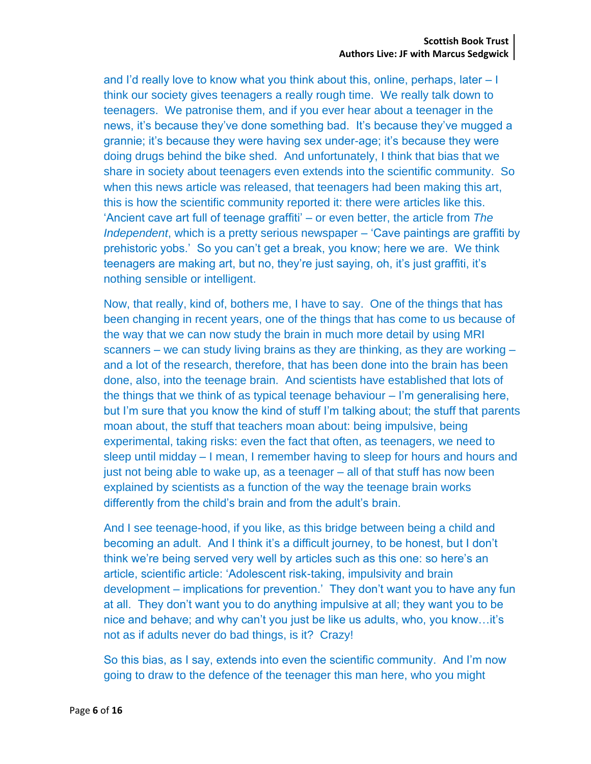and I'd really love to know what you think about this, online, perhaps, later – I think our society gives teenagers a really rough time. We really talk down to teenagers. We patronise them, and if you ever hear about a teenager in the news, it's because they've done something bad. It's because they've mugged a grannie; it's because they were having sex under-age; it's because they were doing drugs behind the bike shed. And unfortunately, I think that bias that we share in society about teenagers even extends into the scientific community. So when this news article was released, that teenagers had been making this art, this is how the scientific community reported it: there were articles like this. 'Ancient cave art full of teenage graffiti' – or even better, the article from *The Independent*, which is a pretty serious newspaper – 'Cave paintings are graffiti by prehistoric yobs.' So you can't get a break, you know; here we are. We think teenagers are making art, but no, they're just saying, oh, it's just graffiti, it's nothing sensible or intelligent.

Now, that really, kind of, bothers me, I have to say. One of the things that has been changing in recent years, one of the things that has come to us because of the way that we can now study the brain in much more detail by using MRI scanners – we can study living brains as they are thinking, as they are working – and a lot of the research, therefore, that has been done into the brain has been done, also, into the teenage brain. And scientists have established that lots of the things that we think of as typical teenage behaviour – I'm generalising here, but I'm sure that you know the kind of stuff I'm talking about; the stuff that parents moan about, the stuff that teachers moan about: being impulsive, being experimental, taking risks: even the fact that often, as teenagers, we need to sleep until midday – I mean, I remember having to sleep for hours and hours and just not being able to wake up, as a teenager – all of that stuff has now been explained by scientists as a function of the way the teenage brain works differently from the child's brain and from the adult's brain.

And I see teenage-hood, if you like, as this bridge between being a child and becoming an adult. And I think it's a difficult journey, to be honest, but I don't think we're being served very well by articles such as this one: so here's an article, scientific article: 'Adolescent risk-taking, impulsivity and brain development – implications for prevention.' They don't want you to have any fun at all. They don't want you to do anything impulsive at all; they want you to be nice and behave; and why can't you just be like us adults, who, you know…it's not as if adults never do bad things, is it? Crazy!

So this bias, as I say, extends into even the scientific community. And I'm now going to draw to the defence of the teenager this man here, who you might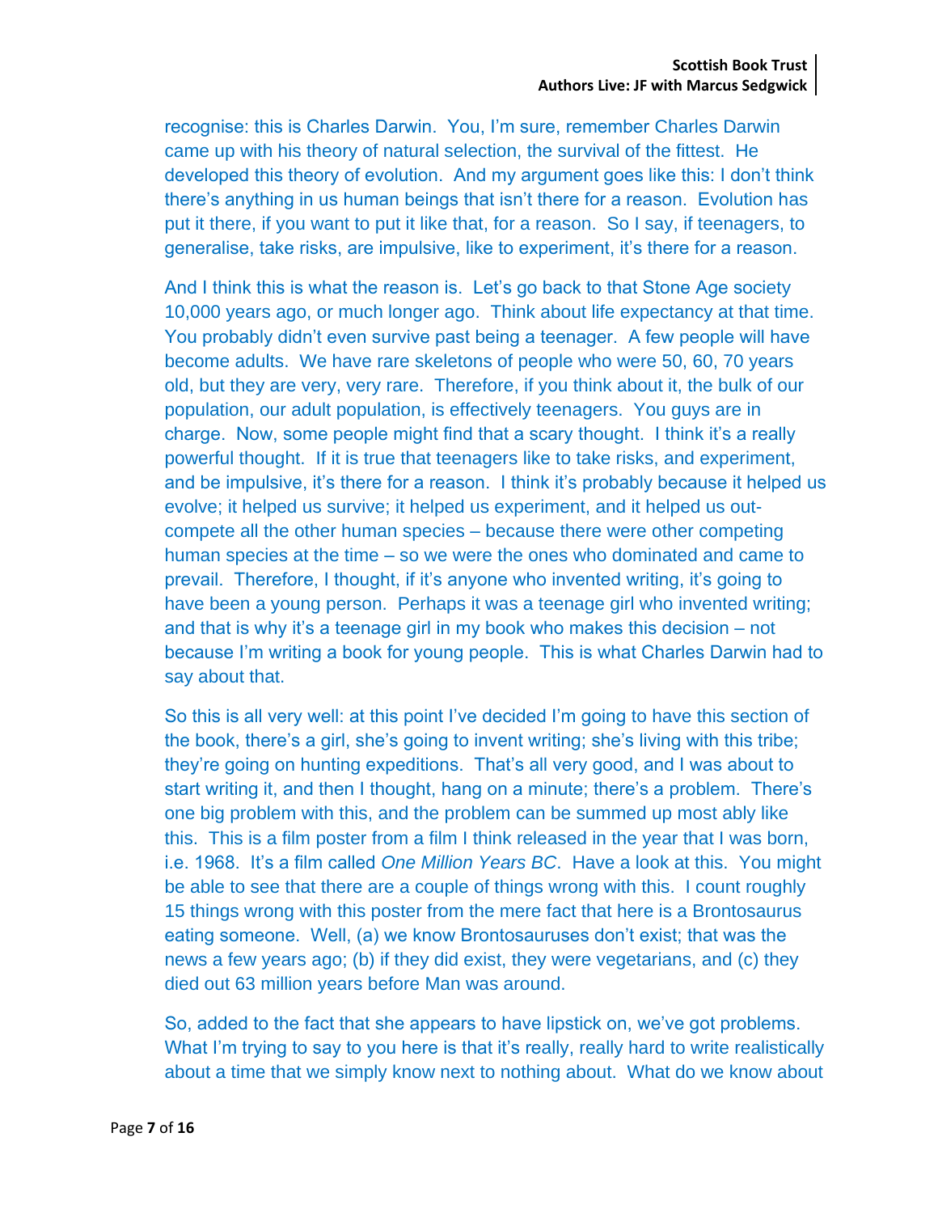recognise: this is Charles Darwin. You, I'm sure, remember Charles Darwin came up with his theory of natural selection, the survival of the fittest. He developed this theory of evolution. And my argument goes like this: I don't think there's anything in us human beings that isn't there for a reason. Evolution has put it there, if you want to put it like that, for a reason. So I say, if teenagers, to generalise, take risks, are impulsive, like to experiment, it's there for a reason.

And I think this is what the reason is. Let's go back to that Stone Age society 10,000 years ago, or much longer ago. Think about life expectancy at that time. You probably didn't even survive past being a teenager. A few people will have become adults. We have rare skeletons of people who were 50, 60, 70 years old, but they are very, very rare. Therefore, if you think about it, the bulk of our population, our adult population, is effectively teenagers. You guys are in charge. Now, some people might find that a scary thought. I think it's a really powerful thought. If it is true that teenagers like to take risks, and experiment, and be impulsive, it's there for a reason. I think it's probably because it helped us evolve; it helped us survive; it helped us experiment, and it helped us out-compete all the other human species – because there were other competing human species at the time – so we were the ones who dominated and came to prevail. Therefore, I thought, if it's anyone who invented writing, it's going to have been a young person. Perhaps it was a teenage girl who invented writing; and that is why it's a teenage girl in my book who makes this decision – not because I'm writing a book for young people. This is what Charles Darwin had to say about that.

So this is all very well: at this point I've decided I'm going to have this section of the book, there's a girl, she's going to invent writing; she's living with this tribe; they're going on hunting expeditions. That's all very good, and I was about to start writing it, and then I thought, hang on a minute; there's a problem. There's one big problem with this, and the problem can be summed up most ably like this. This is a film poster from a film I think released in the year that I was born, i.e. 1968. It's a film called *One Million Years BC*. Have a look at this. You might be able to see that there are a couple of things wrong with this. I count roughly 15 things wrong with this poster from the mere fact that here is a Brontosaurus eating someone. Well, (a) we know Brontosauruses don't exist; that was the news a few years ago; (b) if they did exist, they were vegetarians, and (c) they died out 63 million years before Man was around.

So, added to the fact that she appears to have lipstick on, we've got problems. What I'm trying to say to you here is that it's really, really hard to write realistically about a time that we simply know next to nothing about. What do we know about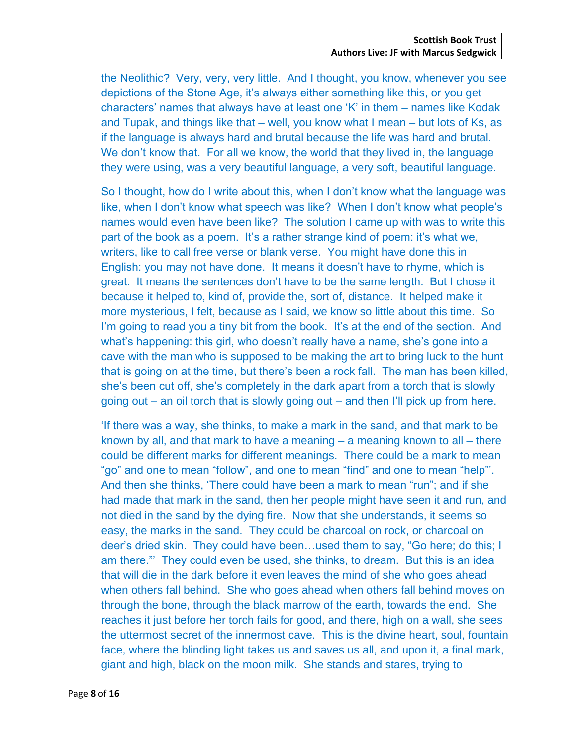the Neolithic? Very, very, very little. And I thought, you know, whenever you see depictions of the Stone Age, it's always either something like this, or you get characters' names that always have at least one 'K' in them – names like Kodak and Tupak, and things like that – well, you know what I mean – but lots of Ks, as if the language is always hard and brutal because the life was hard and brutal. We don't know that. For all we know, the world that they lived in, the language they were using, was a very beautiful language, a very soft, beautiful language.

So I thought, how do I write about this, when I don't know what the language was like, when I don't know what speech was like? When I don't know what people's names would even have been like? The solution I came up with was to write this part of the book as a poem. It's a rather strange kind of poem: it's what we, writers, like to call free verse or blank verse. You might have done this in English: you may not have done. It means it doesn't have to rhyme, which is great. It means the sentences don't have to be the same length. But I chose it because it helped to, kind of, provide the, sort of, distance. It helped make it more mysterious, I felt, because as I said, we know so little about this time. So I'm going to read you a tiny bit from the book. It's at the end of the section. And what's happening: this girl, who doesn't really have a name, she's gone into a cave with the man who is supposed to be making the art to bring luck to the hunt that is going on at the time, but there's been a rock fall. The man has been killed, she's been cut off, she's completely in the dark apart from a torch that is slowly going out – an oil torch that is slowly going out – and then I'll pick up from here.

'If there was a way, she thinks, to make a mark in the sand, and that mark to be known by all, and that mark to have a meaning – a meaning known to all – there could be different marks for different meanings. There could be a mark to mean "go" and one to mean "follow", and one to mean "find" and one to mean "help"'. And then she thinks, 'There could have been a mark to mean "run"; and if she had made that mark in the sand, then her people might have seen it and run, and not died in the sand by the dying fire. Now that she understands, it seems so easy, the marks in the sand. They could be charcoal on rock, or charcoal on deer's dried skin. They could have been…used them to say, "Go here; do this; I am there."' They could even be used, she thinks, to dream. But this is an idea that will die in the dark before it even leaves the mind of she who goes ahead when others fall behind. She who goes ahead when others fall behind moves on through the bone, through the black marrow of the earth, towards the end. She reaches it just before her torch fails for good, and there, high on a wall, she sees the uttermost secret of the innermost cave. This is the divine heart, soul, fountain face, where the blinding light takes us and saves us all, and upon it, a final mark, giant and high, black on the moon milk. She stands and stares, trying to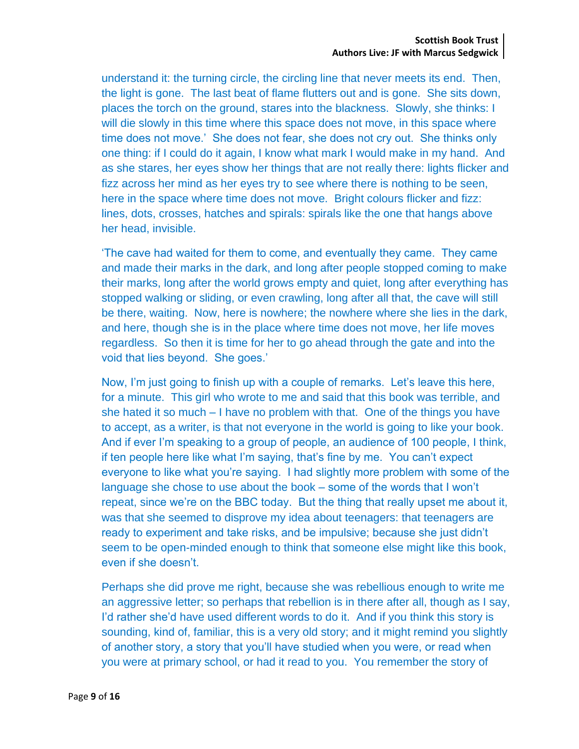understand it: the turning circle, the circling line that never meets its end. Then, the light is gone. The last beat of flame flutters out and is gone. She sits down, places the torch on the ground, stares into the blackness. Slowly, she thinks: I will die slowly in this time where this space does not move, in this space where time does not move.' She does not fear, she does not cry out. She thinks only one thing: if I could do it again, I know what mark I would make in my hand. And as she stares, her eyes show her things that are not really there: lights flicker and fizz across her mind as her eyes try to see where there is nothing to be seen, here in the space where time does not move. Bright colours flicker and fizz: lines, dots, crosses, hatches and spirals: spirals like the one that hangs above her head, invisible.

'The cave had waited for them to come, and eventually they came. They came and made their marks in the dark, and long after people stopped coming to make their marks, long after the world grows empty and quiet, long after everything has stopped walking or sliding, or even crawling, long after all that, the cave will still be there, waiting. Now, here is nowhere; the nowhere where she lies in the dark, and here, though she is in the place where time does not move, her life moves regardless. So then it is time for her to go ahead through the gate and into the void that lies beyond. She goes.'

Now, I'm just going to finish up with a couple of remarks. Let's leave this here, for a minute. This girl who wrote to me and said that this book was terrible, and she hated it so much – I have no problem with that. One of the things you have to accept, as a writer, is that not everyone in the world is going to like your book. And if ever I'm speaking to a group of people, an audience of 100 people, I think, if ten people here like what I'm saying, that's fine by me. You can't expect everyone to like what you're saying. I had slightly more problem with some of the language she chose to use about the book – some of the words that I won't repeat, since we're on the BBC today. But the thing that really upset me about it, was that she seemed to disprove my idea about teenagers: that teenagers are ready to experiment and take risks, and be impulsive; because she just didn't seem to be open-minded enough to think that someone else might like this book, even if she doesn't.

Perhaps she did prove me right, because she was rebellious enough to write me an aggressive letter; so perhaps that rebellion is in there after all, though as I say, I'd rather she'd have used different words to do it. And if you think this story is sounding, kind of, familiar, this is a very old story; and it might remind you slightly of another story, a story that you'll have studied when you were, or read when you were at primary school, or had it read to you. You remember the story of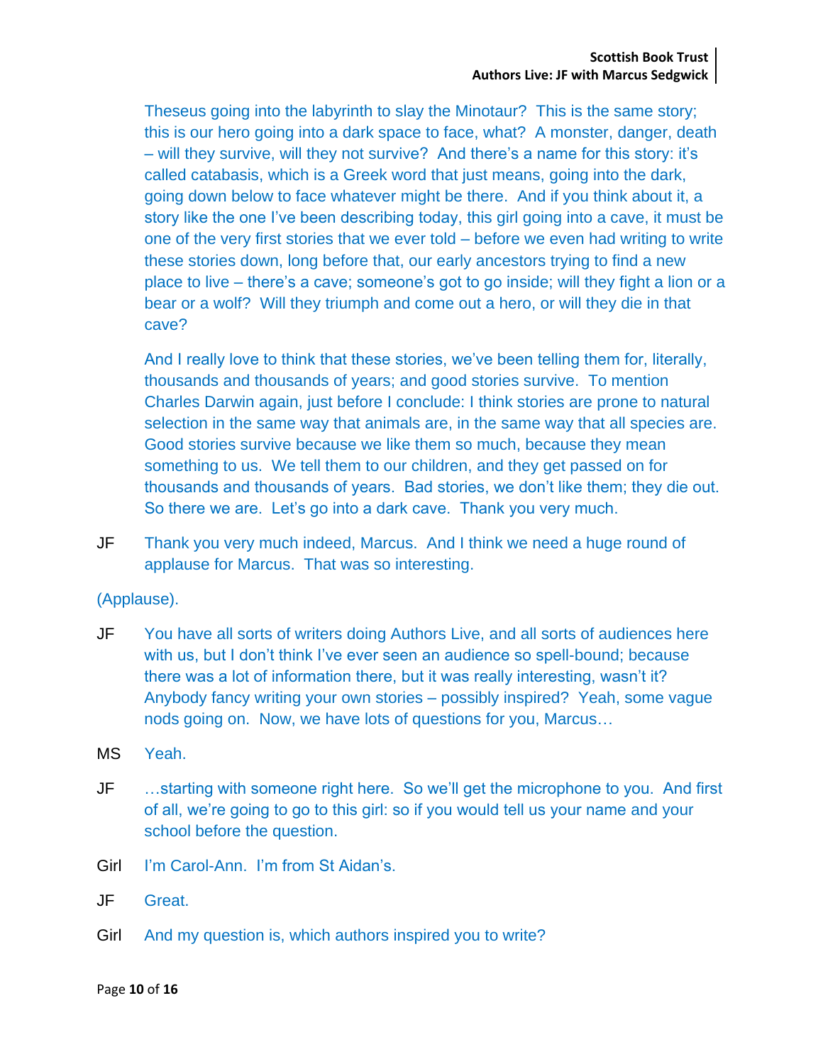Theseus going into the labyrinth to slay the Minotaur? This is the same story; this is our hero going into a dark space to face, what? A monster, danger, death – will they survive, will they not survive? And there's a name for this story: it's called catabasis, which is a Greek word that just means, going into the dark, going down below to face whatever might be there. And if you think about it, a story like the one I've been describing today, this girl going into a cave, it must be one of the very first stories that we ever told – before we even had writing to write these stories down, long before that, our early ancestors trying to find a new place to live – there's a cave; someone's got to go inside; will they fight a lion or a bear or a wolf? Will they triumph and come out a hero, or will they die in that cave?

And I really love to think that these stories, we've been telling them for, literally, thousands and thousands of years; and good stories survive. To mention Charles Darwin again, just before I conclude: I think stories are prone to natural selection in the same way that animals are, in the same way that all species are. Good stories survive because we like them so much, because they mean something to us. We tell them to our children, and they get passed on for thousands and thousands of years. Bad stories, we don't like them; they die out. So there we are. Let's go into a dark cave. Thank you very much.

JF Thank you very much indeed, Marcus. And I think we need a huge round of applause for Marcus. That was so interesting.

(Applause).

JF You have all sorts of writers doing Authors Live, and all sorts of audiences here with us, but I don't think I've ever seen an audience so spell-bound; because there was a lot of information there, but it was really interesting, wasn't it? Anybody fancy writing your own stories – possibly inspired? Yeah, some vague nods going on. Now, we have lots of questions for you, Marcus…

MS Yeah.

JF …starting with someone right here. So we'll get the microphone to you. And first of all, we're going to go to this girl: so if you would tell us your name and your school before the question.

Girl I'm Carol-Ann. I'm from St Aidan's.

JF Great.

Girl And my question is, which authors inspired you to write?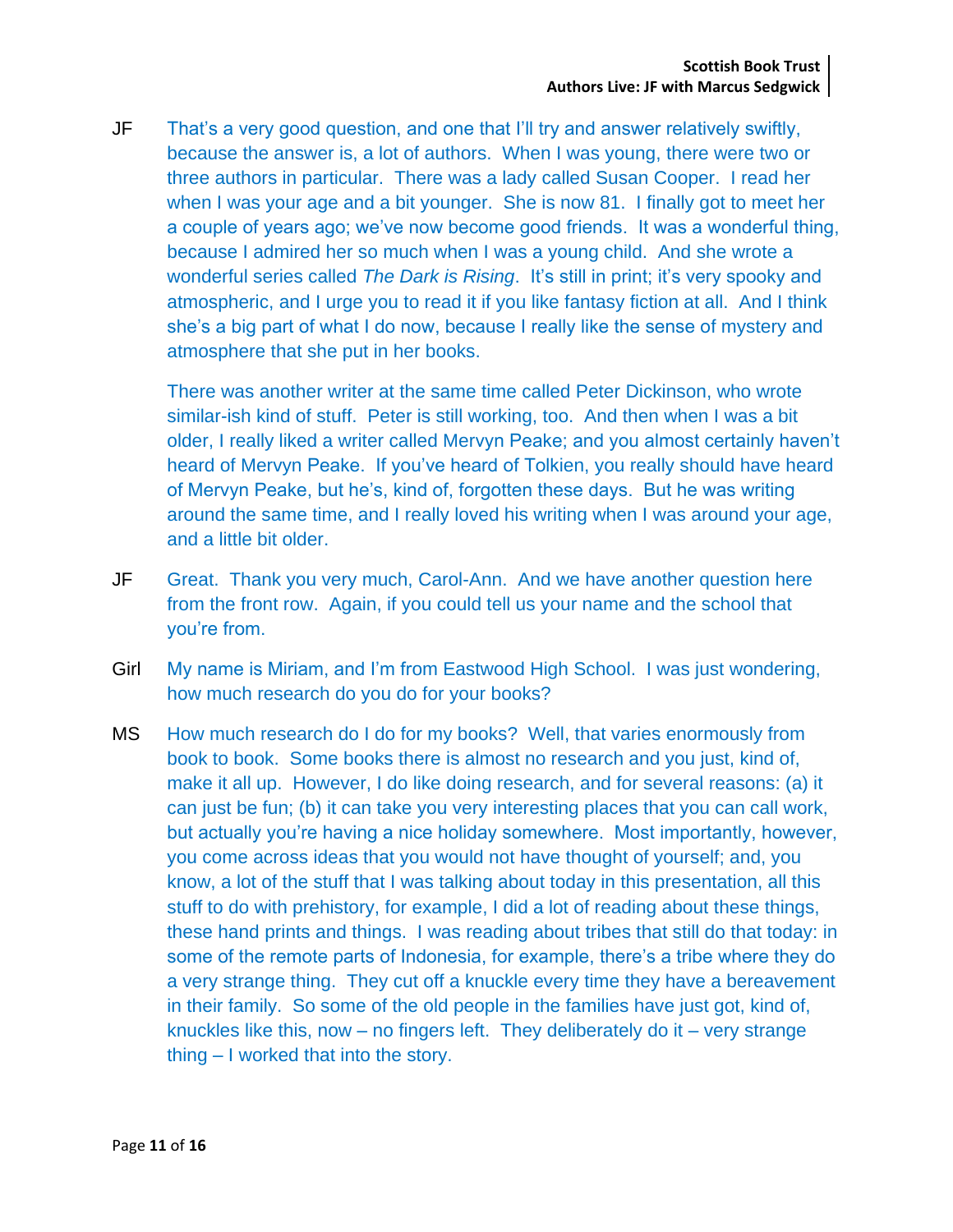JF That's a very good question, and one that I'll try and answer relatively swiftly, because the answer is, a lot of authors. When I was young, there were two or three authors in particular. There was a lady called Susan Cooper. I read her when I was your age and a bit younger. She is now 81. I finally got to meet her a couple of years ago; we've now become good friends. It was a wonderful thing, because I admired her so much when I was a young child. And she wrote a wonderful series called *The Dark is Rising*. It's still in print; it's very spooky and atmospheric, and I urge you to read it if you like fantasy fiction at all. And I think she's a big part of what I do now, because I really like the sense of mystery and atmosphere that she put in her books.

There was another writer at the same time called Peter Dickinson, who wrote similar-ish kind of stuff. Peter is still working, too. And then when I was a bit older, I really liked a writer called Mervyn Peake; and you almost certainly haven't heard of Mervyn Peake. If you've heard of Tolkien, you really should have heard of Mervyn Peake, but he's, kind of, forgotten these days. But he was writing around the same time, and I really loved his writing when I was around your age, and a little bit older.

JF Great. Thank you very much, Carol-Ann. And we have another question here from the front row. Again, if you could tell us your name and the school that you're from.

Girl My name is Miriam, and I'm from Eastwood High School. I was just wondering, how much research do you do for your books?

MS How much research do I do for my books? Well, that varies enormously from book to book. Some books there is almost no research and you just, kind of, make it all up. However, I do like doing research, and for several reasons: (a) it can just be fun; (b) it can take you very interesting places that you can call work, but actually you're having a nice holiday somewhere. Most importantly, however, you come across ideas that you would not have thought of yourself; and, you know, a lot of the stuff that I was talking about today in this presentation, all this stuff to do with prehistory, for example, I did a lot of reading about these things, these hand prints and things. I was reading about tribes that still do that today: in some of the remote parts of Indonesia, for example, there's a tribe where they do a very strange thing. They cut off a knuckle every time they have a bereavement in their family. So some of the old people in the families have just got, kind of, knuckles like this, now – no fingers left. They deliberately do it – very strange thing – I worked that into the story.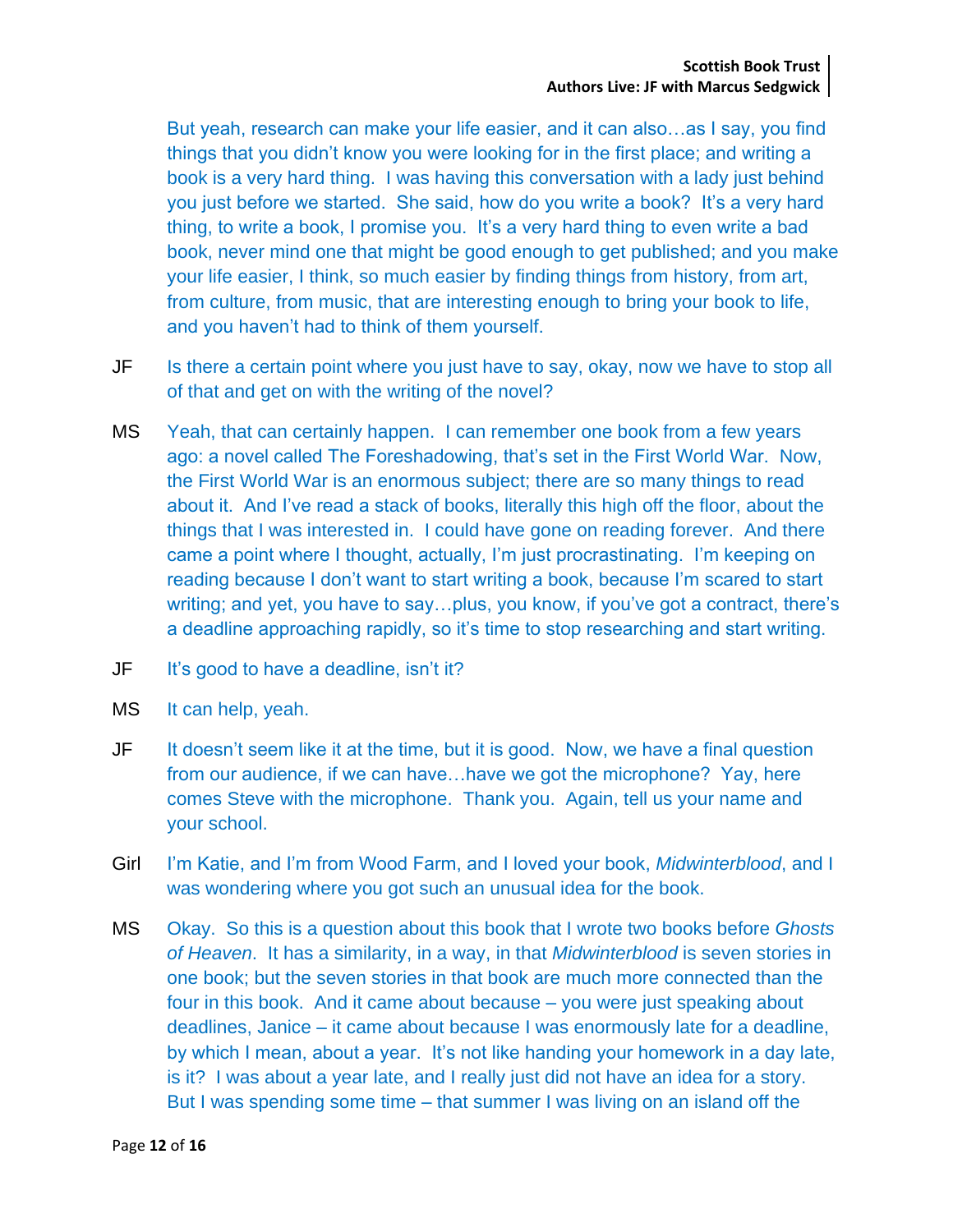But yeah, research can make your life easier, and it can also…as I say, you find things that you didn't know you were looking for in the first place; and writing a book is a very hard thing. I was having this conversation with a lady just behind you just before we started. She said, how do you write a book? It's a very hard thing, to write a book, I promise you. It's a very hard thing to even write a bad book, never mind one that might be good enough to get published; and you make your life easier, I think, so much easier by finding things from history, from art, from culture, from music, that are interesting enough to bring your book to life, and you haven't had to think of them yourself.

JF Is there a certain point where you just have to say, okay, now we have to stop all of that and get on with the writing of the novel?

MS Yeah, that can certainly happen. I can remember one book from a few years ago: a novel called The Foreshadowing, that's set in the First World War. Now, the First World War is an enormous subject; there are so many things to read about it. And I've read a stack of books, literally this high off the floor, about the things that I was interested in. I could have gone on reading forever. And there came a point where I thought, actually, I'm just procrastinating. I'm keeping on reading because I don't want to start writing a book, because I'm scared to start writing; and yet, you have to say…plus, you know, if you've got a contract, there's a deadline approaching rapidly, so it's time to stop researching and start writing.

JF It's good to have a deadline, isn't it?

MS It can help, yeah.

JF It doesn't seem like it at the time, but it is good. Now, we have a final question from our audience, if we can have…have we got the microphone? Yay, here comes Steve with the microphone. Thank you. Again, tell us your name and your school.

Girl I'm Katie, and I'm from Wood Farm, and I loved your book, *Midwinterblood*, and I was wondering where you got such an unusual idea for the book.

MS Okay. So this is a question about this book that I wrote two books before *Ghosts of Heaven*. It has a similarity, in a way, in that *Midwinterblood* is seven stories in one book; but the seven stories in that book are much more connected than the four in this book. And it came about because – you were just speaking about deadlines, Janice – it came about because I was enormously late for a deadline, by which I mean, about a year. It's not like handing your homework in a day late, is it? I was about a year late, and I really just did not have an idea for a story. But I was spending some time – that summer I was living on an island off the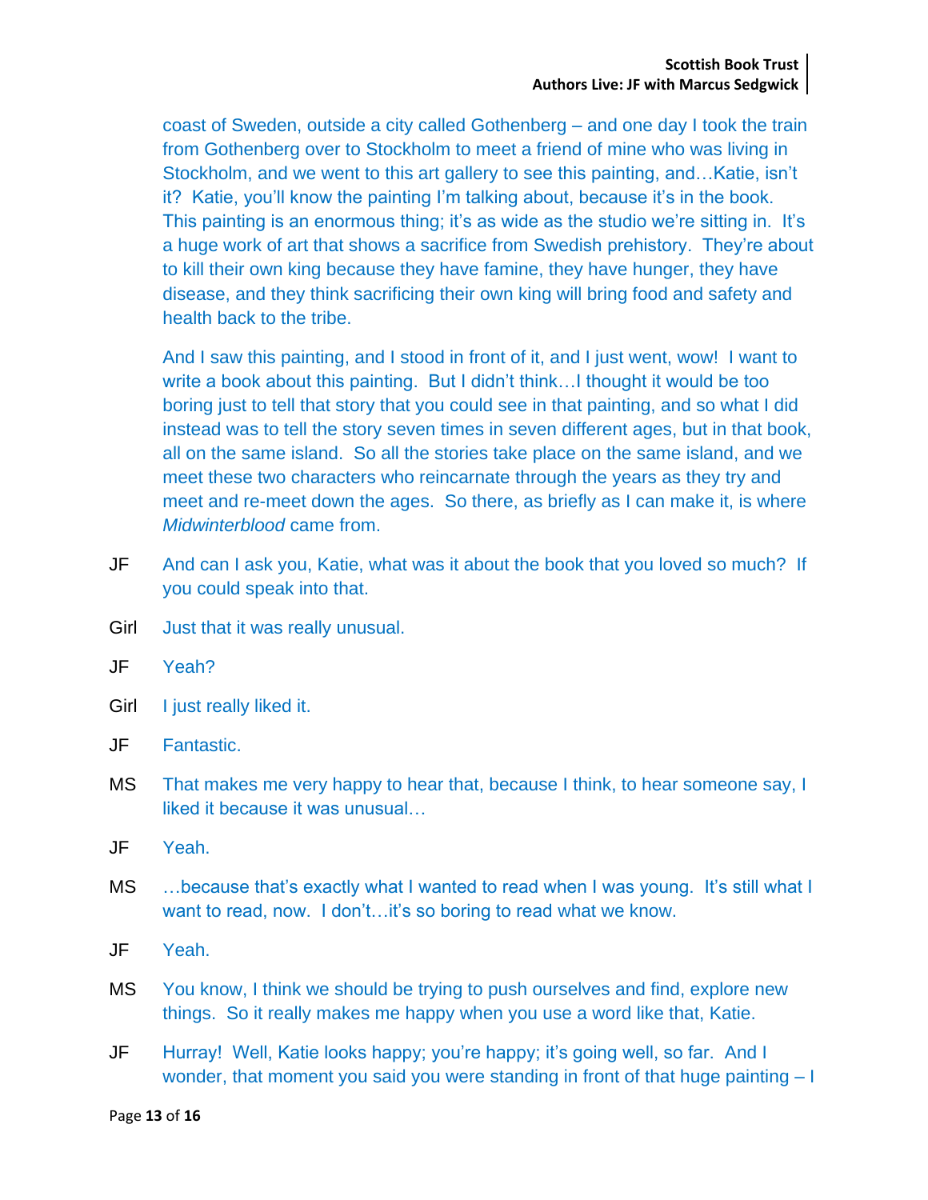coast of Sweden, outside a city called Gothenberg – and one day I took the train from Gothenberg over to Stockholm to meet a friend of mine who was living in Stockholm, and we went to this art gallery to see this painting, and…Katie, isn't it? Katie, you'll know the painting I'm talking about, because it's in the book. This painting is an enormous thing; it's as wide as the studio we're sitting in. It's a huge work of art that shows a sacrifice from Swedish prehistory. They're about to kill their own king because they have famine, they have hunger, they have disease, and they think sacrificing their own king will bring food and safety and health back to the tribe.

And I saw this painting, and I stood in front of it, and I just went, wow! I want to write a book about this painting. But I didn't think…I thought it would be too boring just to tell that story that you could see in that painting, and so what I did instead was to tell the story seven times in seven different ages, but in that book, all on the same island. So all the stories take place on the same island, and we meet these two characters who reincarnate through the years as they try and meet and re-meet down the ages. So there, as briefly as I can make it, is where *Midwinterblood* came from.

JF And can I ask you, Katie, what was it about the book that you loved so much? If you could speak into that.

Girl Just that it was really unusual.

JF Yeah?

Girl I just really liked it.

JF Fantastic.

MS That makes me very happy to hear that, because I think, to hear someone say, I liked it because it was unusual…

JF Yeah.

MS …because that's exactly what I wanted to read when I was young. It's still what I want to read, now. I don't…it's so boring to read what we know.

JF Yeah.

MS You know, I think we should be trying to push ourselves and find, explore new things. So it really makes me happy when you use a word like that, Katie.

JF Hurray! Well, Katie looks happy; you're happy; it's going well, so far. And I wonder, that moment you said you were standing in front of that huge painting – I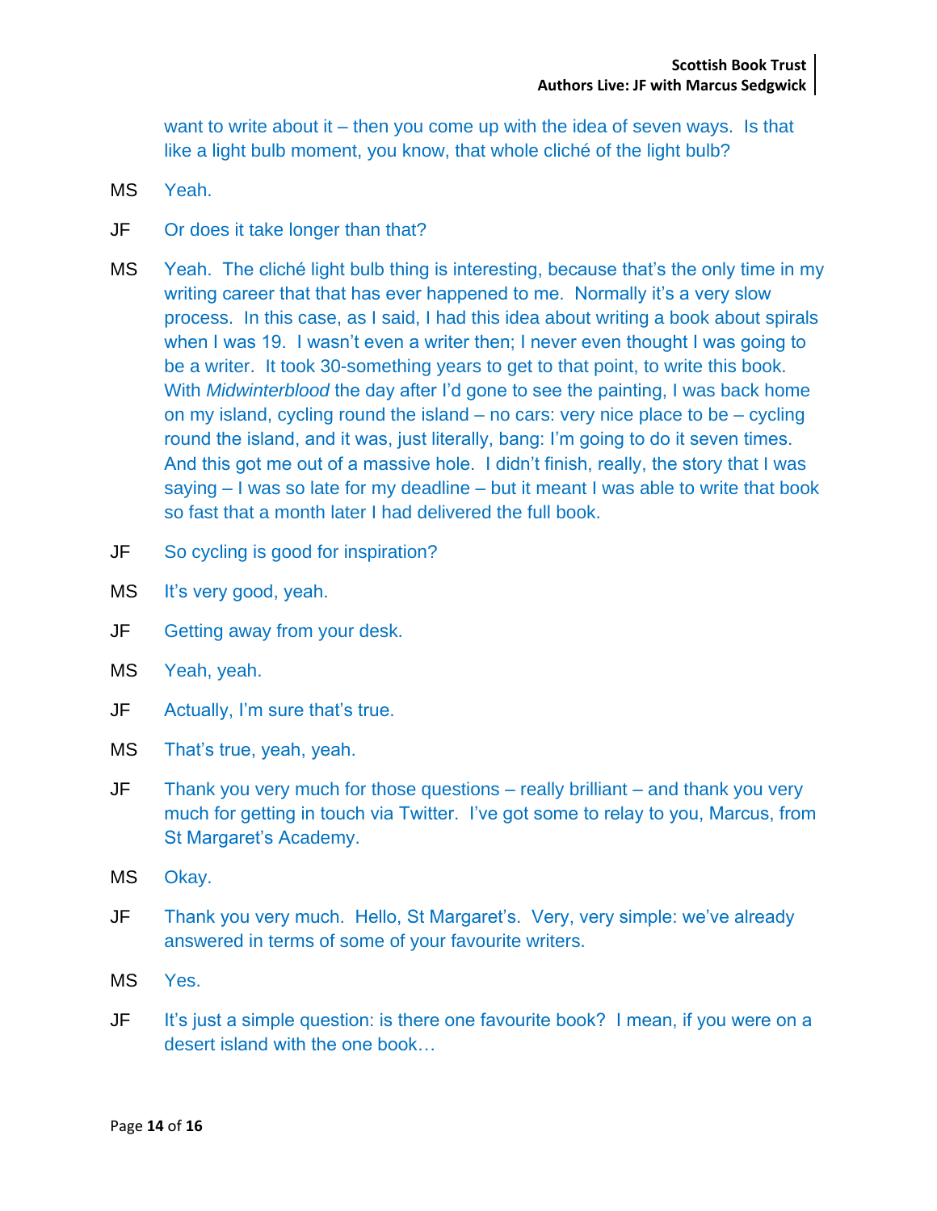want to write about it – then you come up with the idea of seven ways. Is that like a light bulb moment, you know, that whole cliché of the light bulb?

MS Yeah.

JF Or does it take longer than that?

MS Yeah. The cliché light bulb thing is interesting, because that's the only time in my writing career that that has ever happened to me. Normally it's a very slow process. In this case, as I said, I had this idea about writing a book about spirals when I was 19. I wasn't even a writer then; I never even thought I was going to be a writer. It took 30-something years to get to that point, to write this book. With *Midwinterblood* the day after I'd gone to see the painting, I was back home on my island, cycling round the island – no cars: very nice place to be – cycling round the island, and it was, just literally, bang: I'm going to do it seven times. And this got me out of a massive hole. I didn't finish, really, the story that I was saying – I was so late for my deadline – but it meant I was able to write that book so fast that a month later I had delivered the full book.

JF So cycling is good for inspiration?

MS It's very good, yeah.

JF Getting away from your desk.

MS Yeah, yeah.

JF Actually, I'm sure that's true.

MS That's true, yeah, yeah.

JF Thank you very much for those questions – really brilliant – and thank you very much for getting in touch via Twitter. I've got some to relay to you, Marcus, from St Margaret's Academy.

MS Okay.

JF Thank you very much. Hello, St Margaret's. Very, very simple: we've already answered in terms of some of your favourite writers.

MS Yes.

JF It's just a simple question: is there one favourite book? I mean, if you were on a desert island with the one book…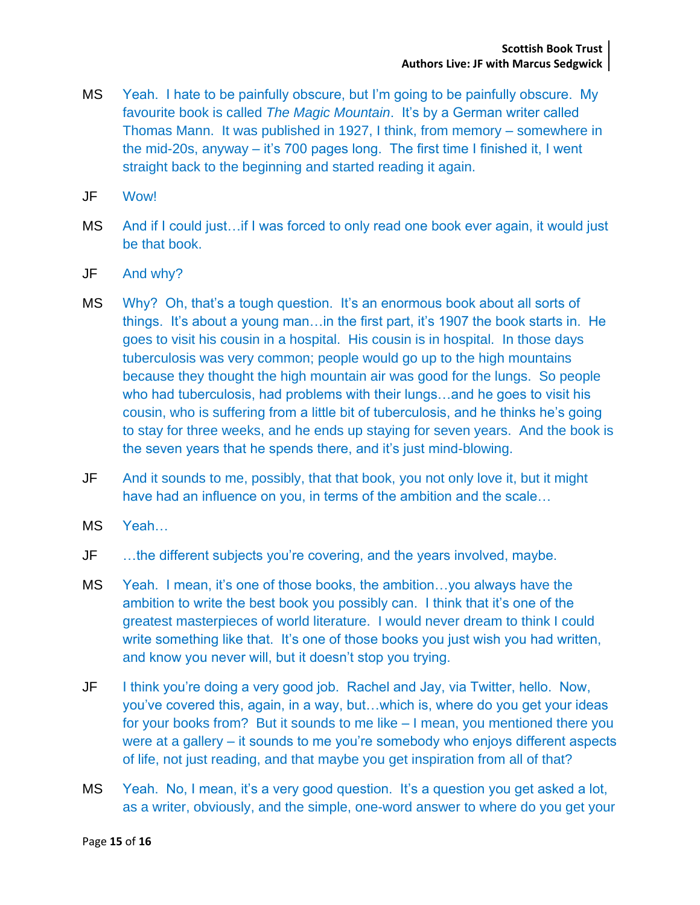MS Yeah. I hate to be painfully obscure, but I'm going to be painfully obscure. My favourite book is called *The Magic Mountain*. It's by a German writer called Thomas Mann. It was published in 1927, I think, from memory – somewhere in the mid-20s, anyway – it's 700 pages long. The first time I finished it, I went straight back to the beginning and started reading it again.

JF Wow!

MS And if I could just…if I was forced to only read one book ever again, it would just be that book.

JF And why?

MS Why? Oh, that's a tough question. It's an enormous book about all sorts of things. It's about a young man…in the first part, it's 1907 the book starts in. He goes to visit his cousin in a hospital. His cousin is in hospital. In those days tuberculosis was very common; people would go up to the high mountains because they thought the high mountain air was good for the lungs. So people who had tuberculosis, had problems with their lungs…and he goes to visit his cousin, who is suffering from a little bit of tuberculosis, and he thinks he's going to stay for three weeks, and he ends up staying for seven years. And the book is the seven years that he spends there, and it's just mind-blowing.

JF And it sounds to me, possibly, that that book, you not only love it, but it might have had an influence on you, in terms of the ambition and the scale…

MS Yeah…

JF …the different subjects you're covering, and the years involved, maybe.

MS Yeah. I mean, it's one of those books, the ambition…you always have the ambition to write the best book you possibly can. I think that it's one of the greatest masterpieces of world literature. I would never dream to think I could write something like that. It's one of those books you just wish you had written, and know you never will, but it doesn't stop you trying.

JF I think you're doing a very good job. Rachel and Jay, via Twitter, hello. Now, you've covered this, again, in a way, but…which is, where do you get your ideas for your books from? But it sounds to me like – I mean, you mentioned there you were at a gallery – it sounds to me you're somebody who enjoys different aspects of life, not just reading, and that maybe you get inspiration from all of that?

MS Yeah. No, I mean, it's a very good question. It's a question you get asked a lot, as a writer, obviously, and the simple, one-word answer to where do you get your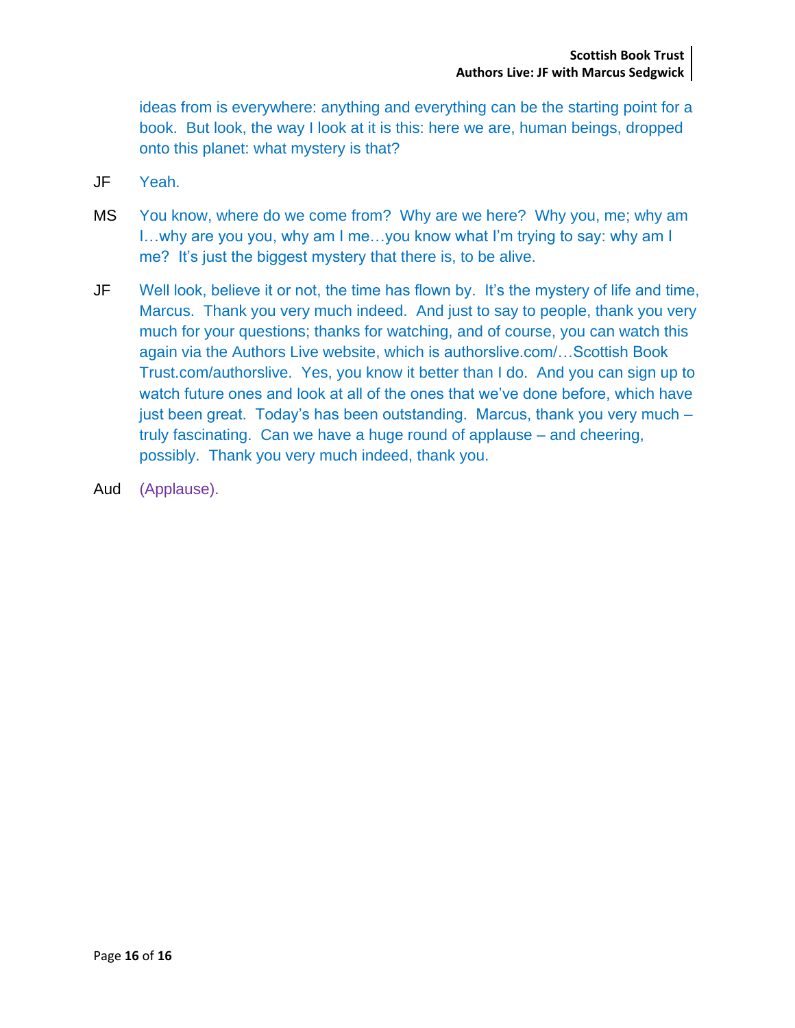ideas from is everywhere: anything and everything can be the starting point for a book. But look, the way I look at it is this: here we are, human beings, dropped onto this planet: what mystery is that?

JF Yeah.

MS You know, where do we come from? Why are we here? Why you, me; why am I…why are you you, why am I me…you know what I'm trying to say: why am I me? It's just the biggest mystery that there is, to be alive.

JF Well look, believe it or not, the time has flown by. It's the mystery of life and time, Marcus. Thank you very much indeed. And just to say to people, thank you very much for your questions; thanks for watching, and of course, you can watch this again via the Authors Live website, which is authorslive.com/…Scottish Book Trust.com/authorslive. Yes, you know it better than I do. And you can sign up to watch future ones and look at all of the ones that we've done before, which have just been great. Today's has been outstanding. Marcus, thank you very much – truly fascinating. Can we have a huge round of applause – and cheering, possibly. Thank you very much indeed, thank you.

Aud (Applause).